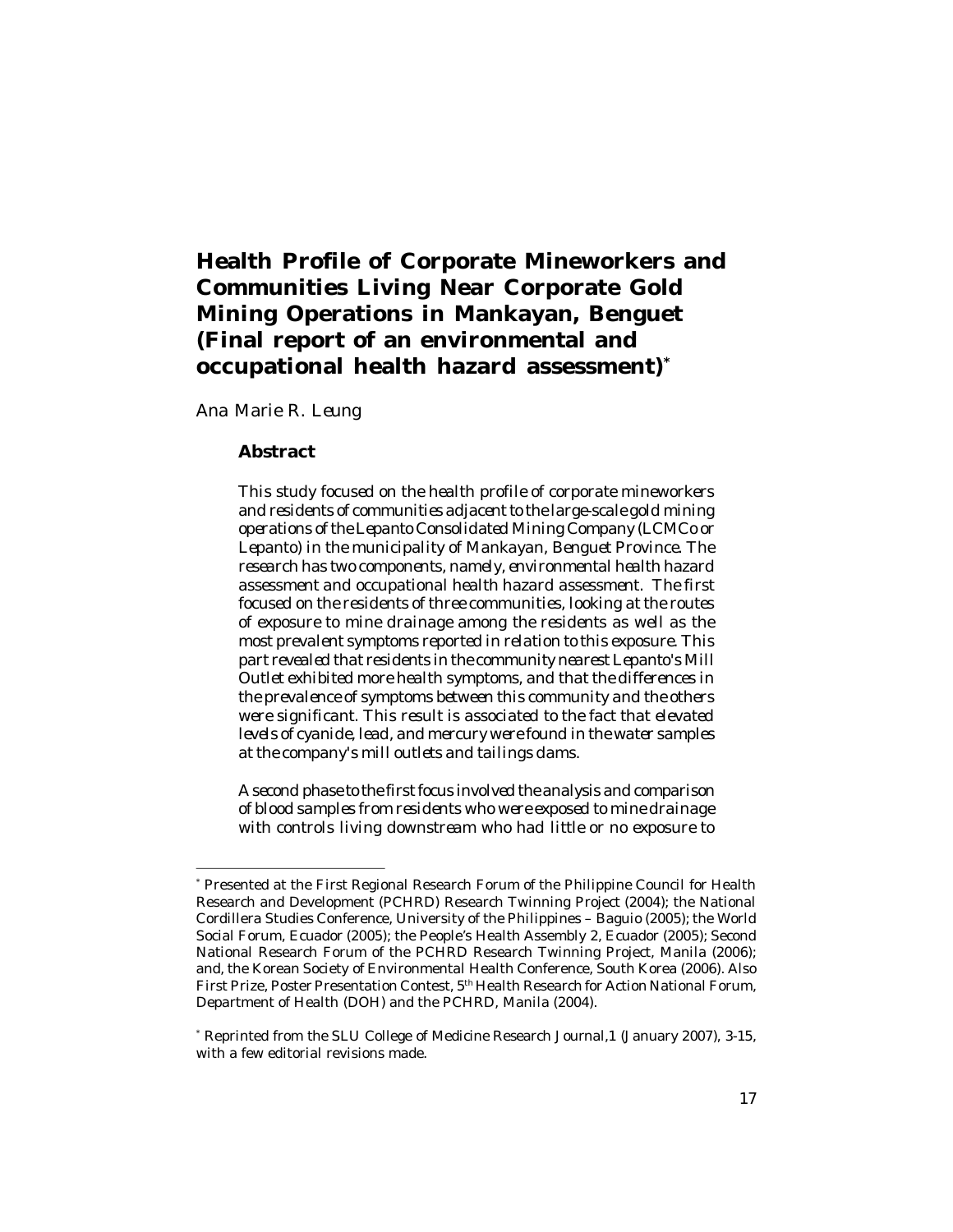# Health Profile of Corporate Mineworkers and Communities Living Near Corporate Gold Mining Operations in Mankayan, Benguet (Final report of an environmental and occupational health hazard assessment)*

Ana Marie R. Leung

## Abstract

*This study focused on the health profile of corporate mineworkers and residents of communities adjacent to the large-scale gold mining operations of the Lepanto Consolidated Mining Company (LCMCo or Lepanto) in the municipality of Mankayan, Benguet Province. The research has two components, namely, environmental health hazard assessment and occupational health hazard assessment. The first focused on the residents of three communities, looking at the routes of exposure to mine drainage among the residents as well as the most prevalent symptoms reported in relation to this exposure. This part revealed that residents in the community nearest Lepanto's Mill Outlet exhibited more health symptoms, and that the differences in the prevalence of symptoms between this community and the others were significant. This result is associated to the fact that elevated levels of cyanide, lead, and mercury were found in the water samples at the company's mill outlets and tailings dams.*

*A second phase to the first focus involved the analysis and comparison of blood samples from residents who were exposed to mine drainage with controls living downstream who had little or no exposure to*

---

* Presented at the First Regional Research Forum of the Philippine Council for Health Research and Development (PCHRD) Research Twinning Project (2004); the National Cordillera Studies Conference, University of the Philippines – Baguio (2005); the World Social Forum, Ecuador (2005); the People's Health Assembly 2, Ecuador (2005); Second National Research Forum of the PCHRD Research Twinning Project, Manila (2006); and, the Korean Society of Environmental Health Conference, South Korea (2006). Also First Prize, Poster Presentation Contest, 5th Health Research for Action National Forum, Department of Health (DOH) and the PCHRD, Manila (2004).

* Reprinted from the SLU College of Medicine Research Journal,1 (January 2007), 3-15, with a few editorial revisions made.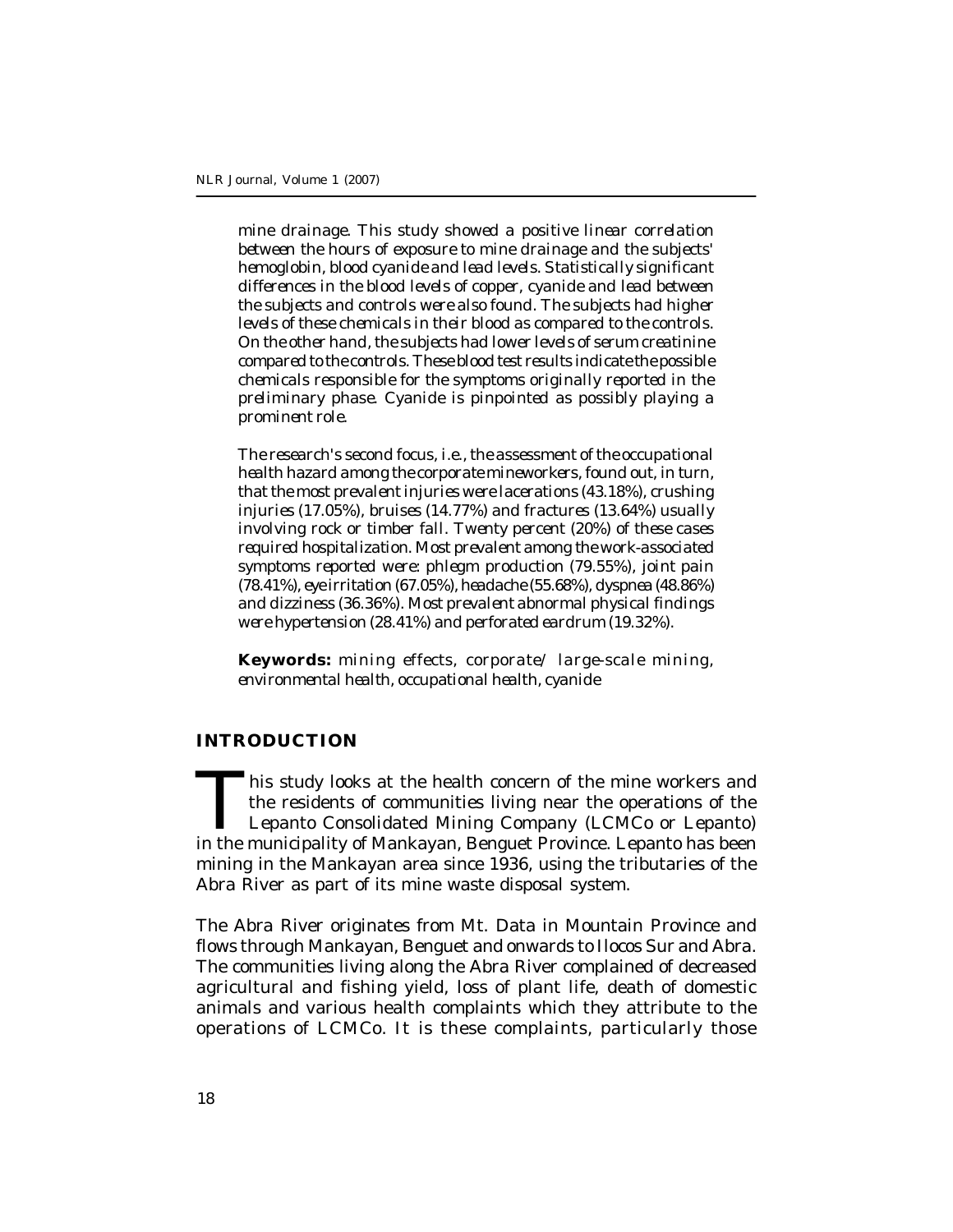*mine drainage. This study showed a positive linear correlation between the hours of exposure to mine drainage and the subjects' hemoglobin, blood cyanide and lead levels. Statistically significant differences in the blood levels of copper, cyanide and lead between the subjects and controls were also found. The subjects had higher levels of these chemicals in their blood as compared to the controls. On the other hand, the subjects had lower levels of serum creatinine compared to the controls. These blood test results indicate the possible chemicals responsible for the symptoms originally reported in the preliminary phase. Cyanide is pinpointed as possibly playing a prominent role.*

*The research's second focus, i.e., the assessment of the occupational health hazard among the corporate mineworkers, found out, in turn, that the most prevalent injuries were lacerations (43.18%), crushing injuries (17.05%), bruises (14.77%) and fractures (13.64%) usually involving rock or timber fall. Twenty percent (20%) of these cases required hospitalization. Most prevalent among the work-associated symptoms reported were: phlegm production (79.55%), joint pain (78.41%), eye irritation (67.05%), headache (55.68%), dyspnea (48.86%) and dizziness (36.36%). Most prevalent abnormal physical findings were hypertension (28.41%) and perforated eardrum (19.32%).*

**Keywords:** *mining effects, corporate/ large-scale mining, environmental health, occupational health, cyanide*

## INTRODUCTION

This study looks at the health concern of the mine workers and the residents of communities living near the operations of the Lepanto Consolidated Mining Company (LCMCo or Lepanto) in the municipality of Mankayan, Benguet Province. Lepanto has been mining in the Mankayan area since 1936, using the tributaries of the Abra River as part of its mine waste disposal system.

The Abra River originates from Mt. Data in Mountain Province and flows through Mankayan, Benguet and onwards to Ilocos Sur and Abra. The communities living along the Abra River complained of decreased agricultural and fishing yield, loss of plant life, death of domestic animals and various health complaints which they attribute to the operations of LCMCo. It is these complaints, particularly those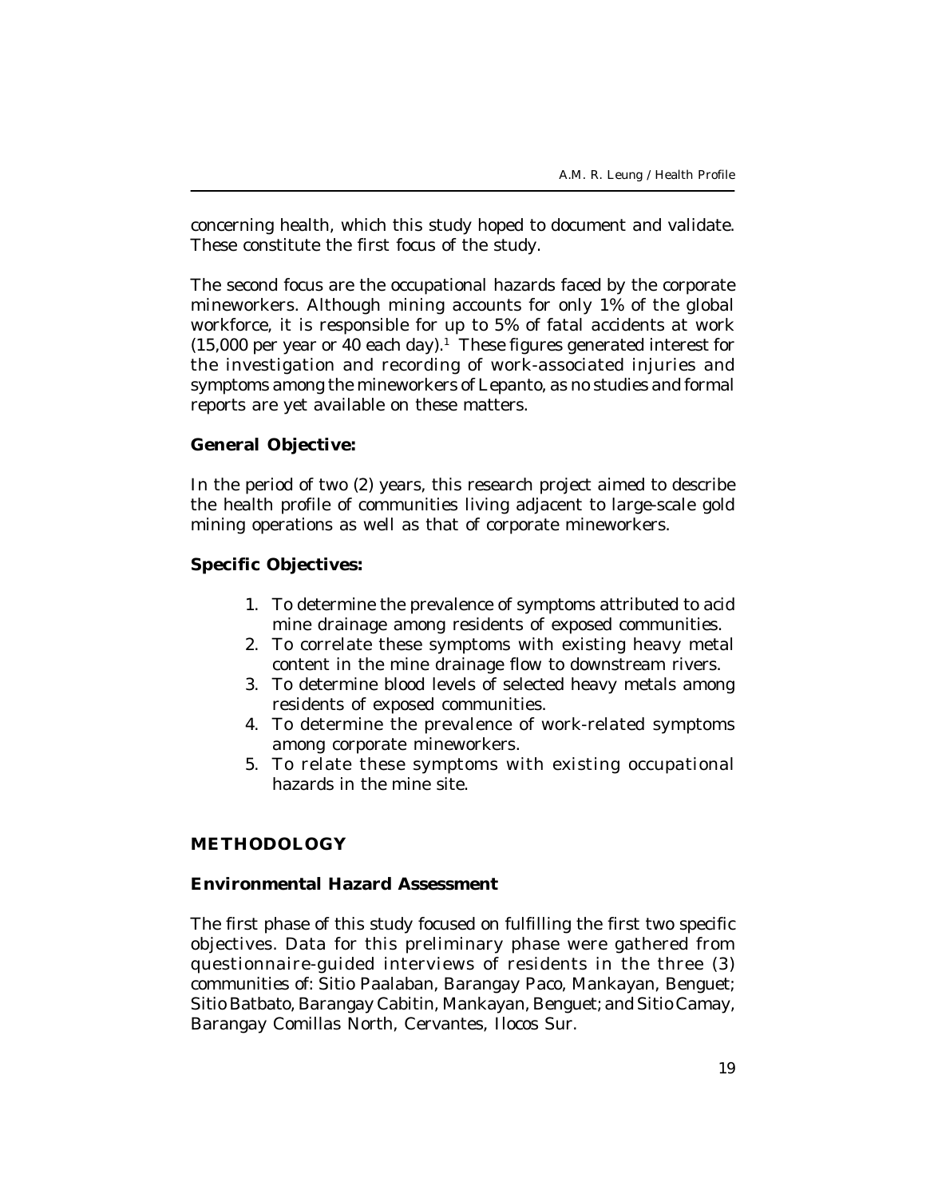concerning health, which this study hoped to document and validate. These constitute the first focus of the study.

The second focus are the occupational hazards faced by the corporate mineworkers. Although mining accounts for only 1% of the global workforce, it is responsible for up to 5% of fatal accidents at work (15,000 per year or 40 each day).[1] These figures generated interest for the investigation and recording of work-associated injuries and symptoms among the mineworkers of Lepanto, as no studies and formal reports are yet available on these matters.

**General Objective:**

In the period of two (2) years, this research project aimed to describe the health profile of communities living adjacent to large-scale gold mining operations as well as that of corporate mineworkers.

**Specific Objectives:**

1. To determine the prevalence of symptoms attributed to acid mine drainage among residents of exposed communities.
2. To correlate these symptoms with existing heavy metal content in the mine drainage flow to downstream rivers.
3. To determine blood levels of selected heavy metals among residents of exposed communities.
4. To determine the prevalence of work-related symptoms among corporate mineworkers.
5. To relate these symptoms with existing occupational hazards in the mine site.

## METHODOLOGY

### Environmental Hazard Assessment

The first phase of this study focused on fulfilling the first two specific objectives. Data for this preliminary phase were gathered from questionnaire-guided interviews of residents in the three (3) communities of: Sitio Paalaban, Barangay Paco, Mankayan, Benguet; Sitio Batbato, Barangay Cabitin, Mankayan, Benguet; and Sitio Camay, Barangay Comillas North, Cervantes, Ilocos Sur.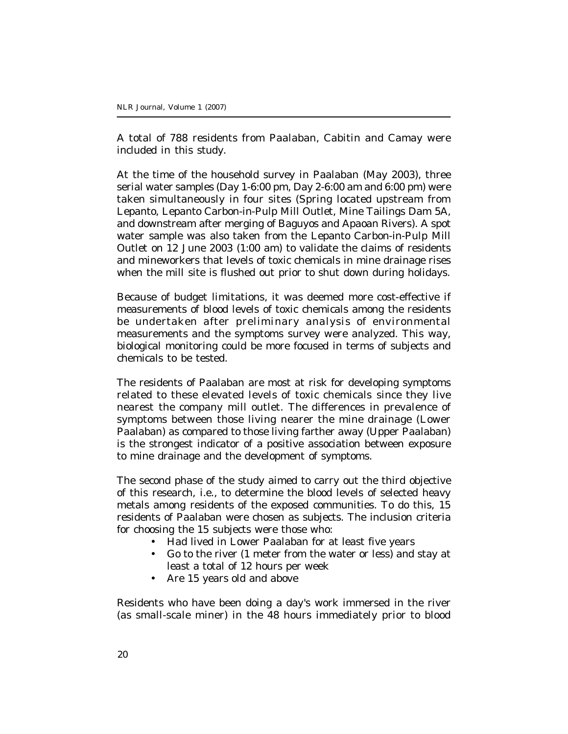A total of 788 residents from Paalaban, Cabitin and Camay were included in this study.

At the time of the household survey in Paalaban (May 2003), three serial water samples (Day 1-6:00 pm, Day 2-6:00 am and 6:00 pm) were taken simultaneously in four sites (Spring located upstream from Lepanto, Lepanto Carbon-in-Pulp Mill Outlet, Mine Tailings Dam 5A, and downstream after merging of Baguyos and Apaoan Rivers). A spot water sample was also taken from the Lepanto Carbon-in-Pulp Mill Outlet on 12 June 2003 (1:00 am) to validate the claims of residents and mineworkers that levels of toxic chemicals in mine drainage rises when the mill site is flushed out prior to shut down during holidays.

Because of budget limitations, it was deemed more cost-effective if measurements of blood levels of toxic chemicals among the residents be undertaken after preliminary analysis of environmental measurements and the symptoms survey were analyzed. This way, biological monitoring could be more focused in terms of subjects and chemicals to be tested.

The residents of Paalaban are most at risk for developing symptoms related to these elevated levels of toxic chemicals since they live nearest the company mill outlet. The differences in prevalence of symptoms between those living nearer the mine drainage (Lower Paalaban) as compared to those living farther away (Upper Paalaban) is the strongest indicator of a positive association between exposure to mine drainage and the development of symptoms.

The second phase of the study aimed to carry out the third objective of this research, i.e., to determine the blood levels of selected heavy metals among residents of the exposed communities. To do this, 15 residents of Paalaban were chosen as subjects. The inclusion criteria for choosing the 15 subjects were those who:

- Had lived in Lower Paalaban for at least five years
- Go to the river (1 meter from the water or less) and stay at least a total of 12 hours per week
- Are 15 years old and above

Residents who have been doing a day's work immersed in the river (as small-scale miner) in the 48 hours immediately prior to blood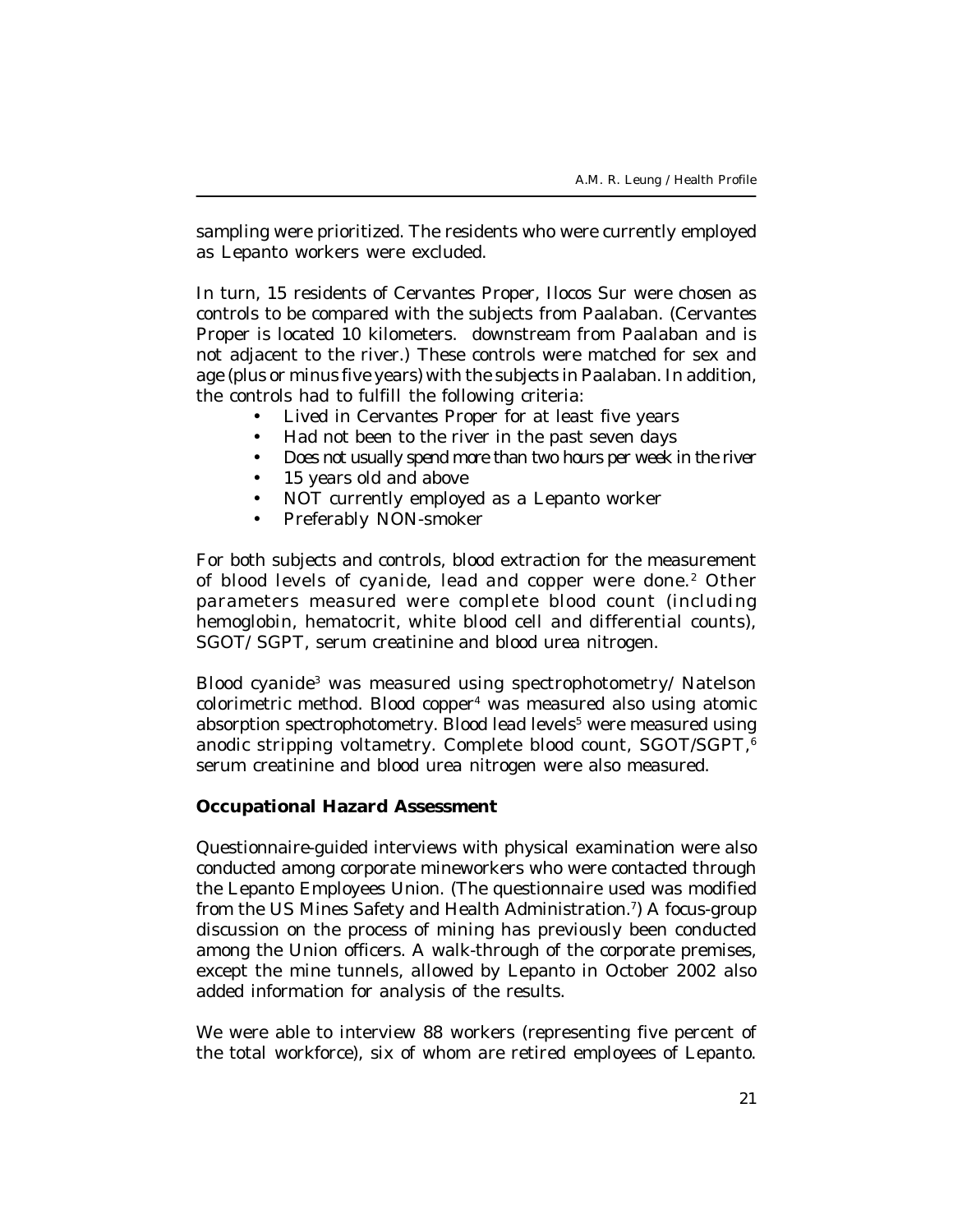sampling were prioritized. The residents who were currently employed as Lepanto workers were excluded.

In turn, 15 residents of Cervantes Proper, Ilocos Sur were chosen as controls to be compared with the subjects from Paalaban. (Cervantes Proper is located 10 kilometers. downstream from Paalaban and is not adjacent to the river.) These controls were matched for sex and age (plus or minus five years) with the subjects in Paalaban. In addition, the controls had to fulfill the following criteria:

- Lived in Cervantes Proper for at least five years
- Had not been to the river in the past seven days
- Does not usually spend more than two hours per week in the river
- 15 years old and above
- NOT currently employed as a Lepanto worker
- Preferably NON-smoker

For both subjects and controls, blood extraction for the measurement of blood levels of cyanide, lead and copper were done.[2] Other parameters measured were complete blood count (including hemoglobin, hematocrit, white blood cell and differential counts), SGOT/ SGPT, serum creatinine and blood urea nitrogen.

Blood cyanide[3] was measured using spectrophotometry/ Natelson colorimetric method. Blood copper[4] was measured also using atomic absorption spectrophotometry. Blood lead levels[5] were measured using anodic stripping voltametry. Complete blood count, SGOT/SGPT,[6] serum creatinine and blood urea nitrogen were also measured.

**Occupational Hazard Assessment**

Questionnaire-guided interviews with physical examination were also conducted among corporate mineworkers who were contacted through the Lepanto Employees Union. (The questionnaire used was modified from the US Mines Safety and Health Administration.[7]) A focus-group discussion on the process of mining has previously been conducted among the Union officers. A walk-through of the corporate premises, except the mine tunnels, allowed by Lepanto in October 2002 also added information for analysis of the results.

We were able to interview 88 workers (representing five percent of the total workforce), six of whom are retired employees of Lepanto.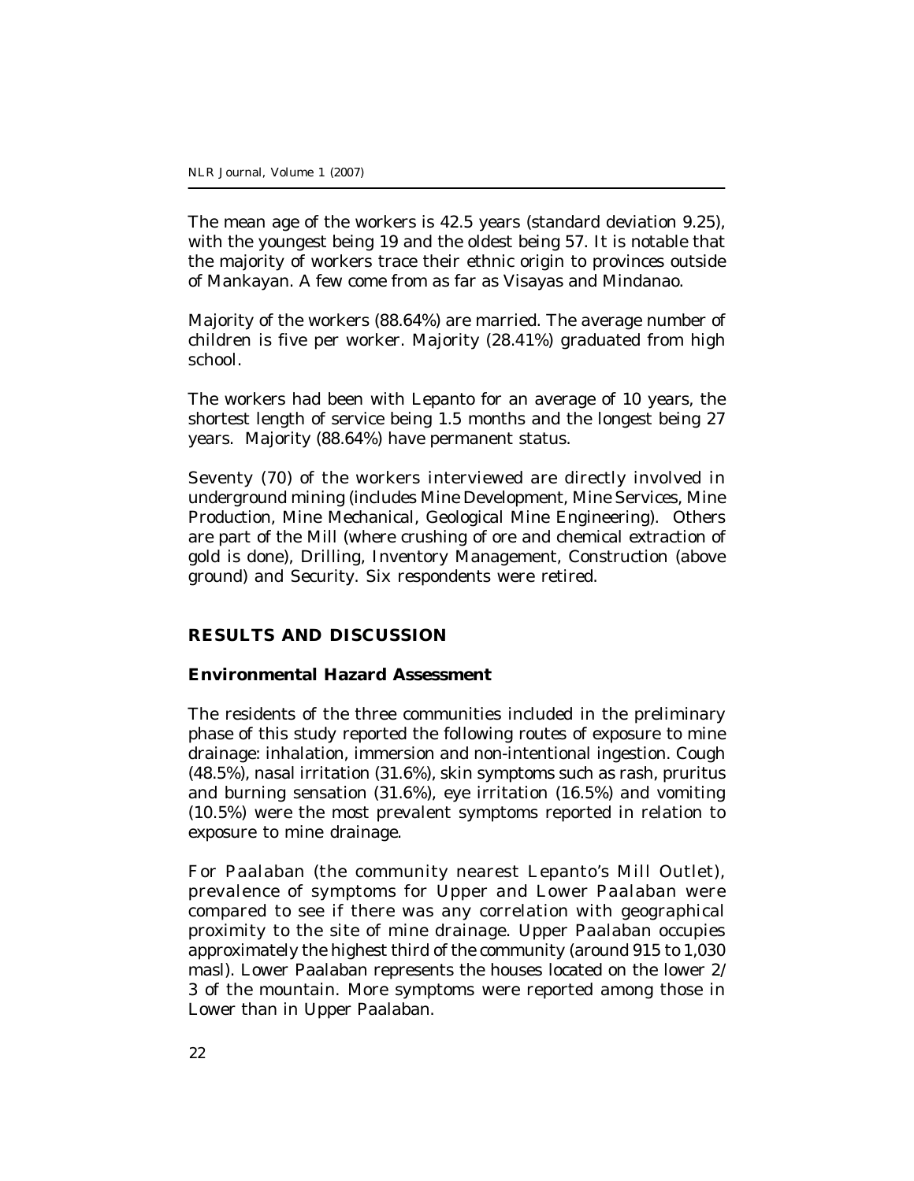The mean age of the workers is 42.5 years (standard deviation 9.25), with the youngest being 19 and the oldest being 57. It is notable that the majority of workers trace their ethnic origin to provinces outside of Mankayan. A few come from as far as Visayas and Mindanao.

Majority of the workers (88.64%) are married. The average number of children is five per worker. Majority (28.41%) graduated from high school.

The workers had been with Lepanto for an average of 10 years, the shortest length of service being 1.5 months and the longest being 27 years. Majority (88.64%) have permanent status.

Seventy (70) of the workers interviewed are directly involved in underground mining (includes Mine Development, Mine Services, Mine Production, Mine Mechanical, Geological Mine Engineering). Others are part of the Mill (where crushing of ore and chemical extraction of gold is done), Drilling, Inventory Management, Construction (above ground) and Security. Six respondents were retired.

## RESULTS AND DISCUSSION

### Environmental Hazard Assessment

The residents of the three communities included in the preliminary phase of this study reported the following routes of exposure to mine drainage: inhalation, immersion and non-intentional ingestion. Cough (48.5%), nasal irritation (31.6%), skin symptoms such as rash, pruritus and burning sensation (31.6%), eye irritation (16.5%) and vomiting (10.5%) were the most prevalent symptoms reported in relation to exposure to mine drainage.

For Paalaban (the community nearest Lepanto's Mill Outlet), prevalence of symptoms for Upper and Lower Paalaban were compared to see if there was any correlation with geographical proximity to the site of mine drainage. Upper Paalaban occupies approximately the highest third of the community (around 915 to 1,030 masl). Lower Paalaban represents the houses located on the lower 2/3 of the mountain. More symptoms were reported among those in Lower than in Upper Paalaban.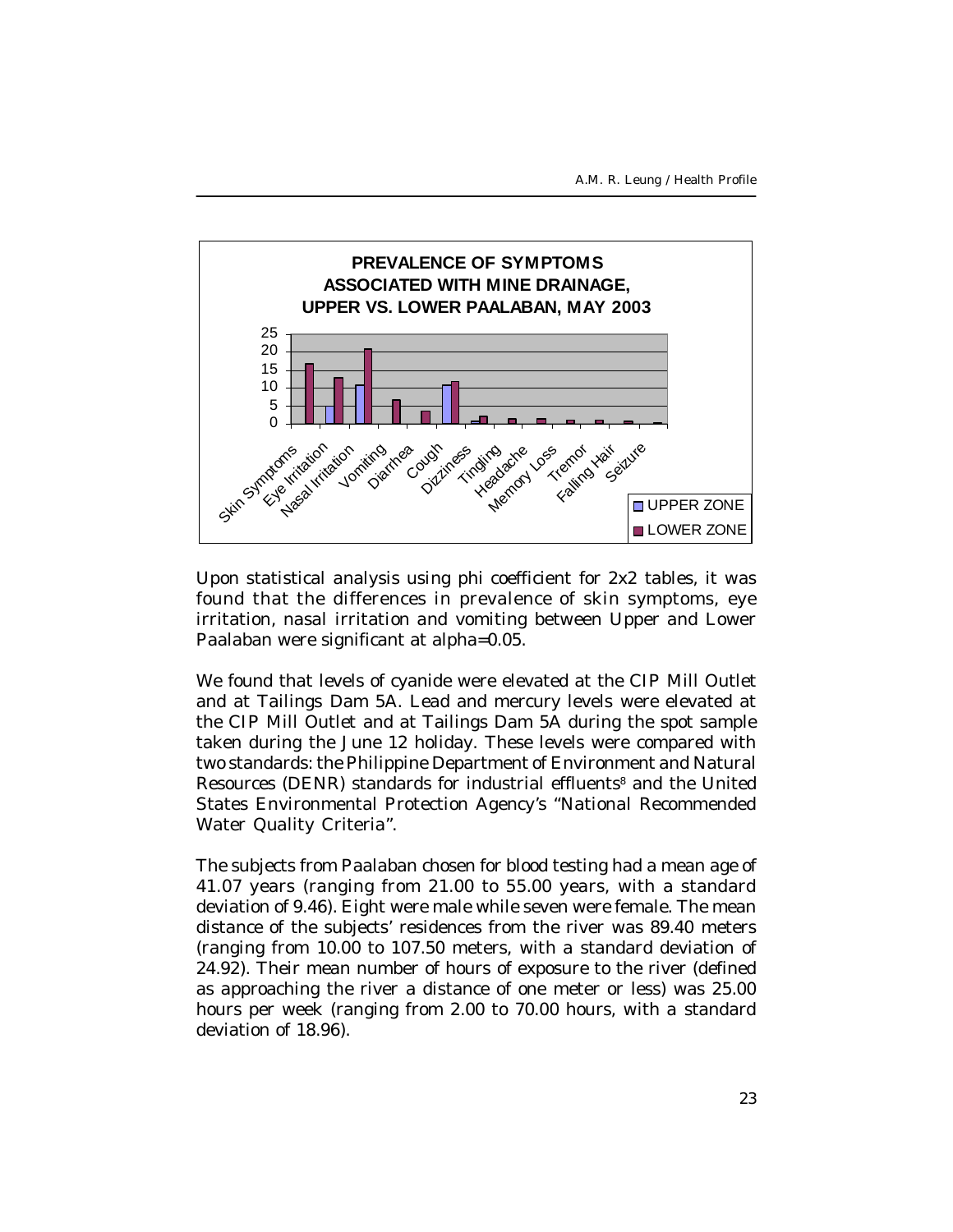**PREVALENCE OF SYMPTOMS ASSOCIATED WITH MINE DRAINAGE, UPPER VS. LOWER PAALABAN, MAY 2003**

Upon statistical analysis using phi coefficient for 2x2 tables, it was found that the differences in prevalence of skin symptoms, eye irritation, nasal irritation and vomiting between Upper and Lower Paalaban were significant at alpha=0.05.

We found that levels of cyanide were elevated at the CIP Mill Outlet and at Tailings Dam 5A. Lead and mercury levels were elevated at the CIP Mill Outlet and at Tailings Dam 5A during the spot sample taken during the June 12 holiday. These levels were compared with two standards: the Philippine Department of Environment and Natural Resources (DENR) standards for industrial effluents[8] and the United States Environmental Protection Agency's "National Recommended Water Quality Criteria".

The subjects from Paalaban chosen for blood testing had a mean age of 41.07 years (ranging from 21.00 to 55.00 years, with a standard deviation of 9.46). Eight were male while seven were female. The mean distance of the subjects' residences from the river was 89.40 meters (ranging from 10.00 to 107.50 meters, with a standard deviation of 24.92). Their mean number of hours of exposure to the river (defined as approaching the river a distance of one meter or less) was 25.00 hours per week (ranging from 2.00 to 70.00 hours, with a standard deviation of 18.96).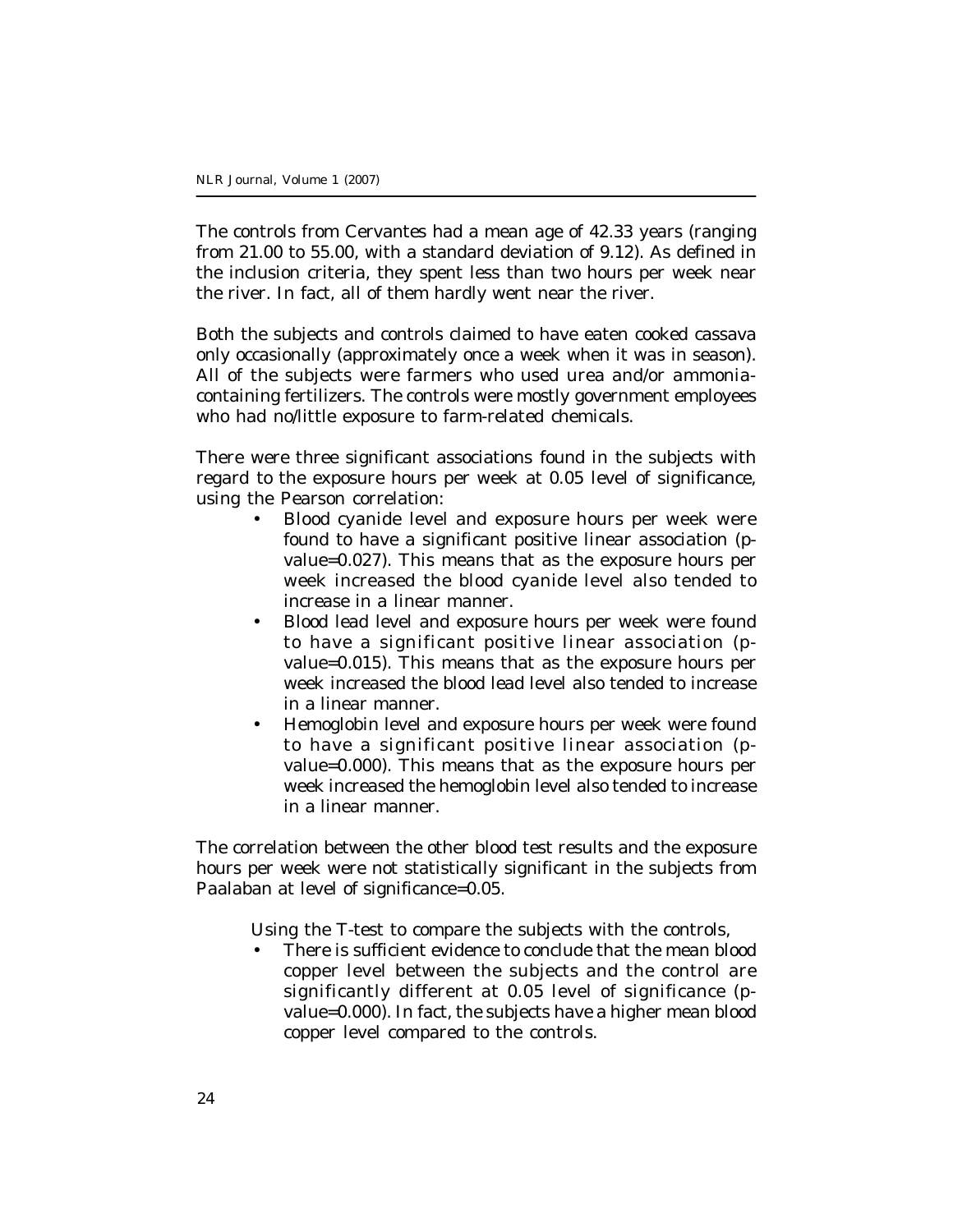The controls from Cervantes had a mean age of 42.33 years (ranging from 21.00 to 55.00, with a standard deviation of 9.12). As defined in the inclusion criteria, they spent less than two hours per week near the river. In fact, all of them hardly went near the river.

Both the subjects and controls claimed to have eaten cooked cassava only occasionally (approximately once a week when it was in season). All of the subjects were farmers who used urea and/or ammonia-containing fertilizers. The controls were mostly government employees who had no/little exposure to farm-related chemicals.

There were three significant associations found in the subjects with regard to the exposure hours per week at 0.05 level of significance, using the Pearson correlation:

- Blood cyanide level and exposure hours per week were found to have a significant positive linear association (p-value=0.027). This means that as the exposure hours per week increased the blood cyanide level also tended to increase in a linear manner.
- Blood lead level and exposure hours per week were found to have a significant positive linear association (p-value=0.015). This means that as the exposure hours per week increased the blood lead level also tended to increase in a linear manner.
- Hemoglobin level and exposure hours per week were found to have a significant positive linear association (p-value=0.000). This means that as the exposure hours per week increased the hemoglobin level also tended to increase in a linear manner.

The correlation between the other blood test results and the exposure hours per week were not statistically significant in the subjects from Paalaban at level of significance=0.05.

Using the T-test to compare the subjects with the controls,

- There is sufficient evidence to conclude that the mean blood copper level between the subjects and the control are significantly different at 0.05 level of significance (p-value=0.000). In fact, the subjects have a higher mean blood copper level compared to the controls.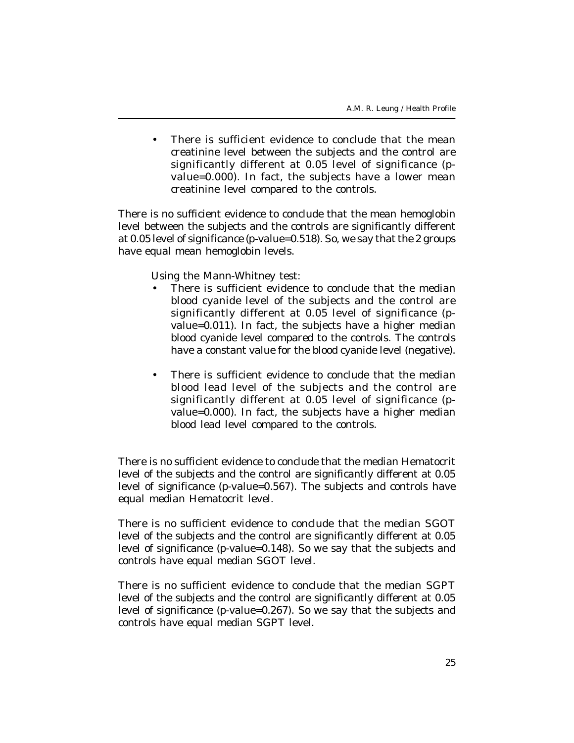- There is sufficient evidence to conclude that the mean creatinine level between the subjects and the control are significantly different at 0.05 level of significance (p-value=0.000). In fact, the subjects have a lower mean creatinine level compared to the controls.

There is no sufficient evidence to conclude that the mean hemoglobin level between the subjects and the controls are significantly different at 0.05 level of significance (p-value=0.518). So, we say that the 2 groups have equal mean hemoglobin levels.

Using the Mann-Whitney test:

- There is sufficient evidence to conclude that the median blood cyanide level of the subjects and the control are significantly different at 0.05 level of significance (p-value=0.011). In fact, the subjects have a higher median blood cyanide level compared to the controls. The controls have a constant value for the blood cyanide level (negative).

- There is sufficient evidence to conclude that the median blood lead level of the subjects and the control are significantly different at 0.05 level of significance (p-value=0.000). In fact, the subjects have a higher median blood lead level compared to the controls.

There is no sufficient evidence to conclude that the median Hematocrit level of the subjects and the control are significantly different at 0.05 level of significance (p-value=0.567). The subjects and controls have equal median Hematocrit level.

There is no sufficient evidence to conclude that the median SGOT level of the subjects and the control are significantly different at 0.05 level of significance (p-value=0.148). So we say that the subjects and controls have equal median SGOT level.

There is no sufficient evidence to conclude that the median SGPT level of the subjects and the control are significantly different at 0.05 level of significance (p-value=0.267). So we say that the subjects and controls have equal median SGPT level.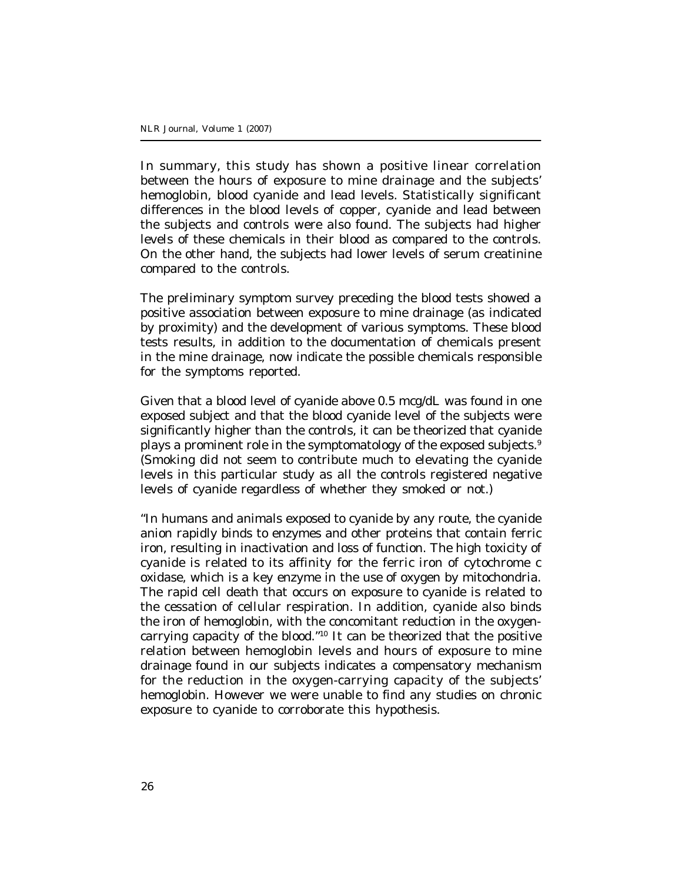In summary, this study has shown a positive linear correlation between the hours of exposure to mine drainage and the subjects' hemoglobin, blood cyanide and lead levels. Statistically significant differences in the blood levels of copper, cyanide and lead between the subjects and controls were also found. The subjects had higher levels of these chemicals in their blood as compared to the controls. On the other hand, the subjects had lower levels of serum creatinine compared to the controls.

The preliminary symptom survey preceding the blood tests showed a positive association between exposure to mine drainage (as indicated by proximity) and the development of various symptoms. These blood tests results, in addition to the documentation of chemicals present in the mine drainage, now indicate the possible chemicals responsible for the symptoms reported.

Given that a blood level of cyanide above 0.5 mcg/dL was found in one exposed subject and that the blood cyanide level of the subjects were significantly higher than the controls, it can be theorized that cyanide plays a prominent role in the symptomatology of the exposed subjects.[9] (Smoking did not seem to contribute much to elevating the cyanide levels in this particular study as all the controls registered negative levels of cyanide regardless of whether they smoked or not.)

"In humans and animals exposed to cyanide by any route, the cyanide anion rapidly binds to enzymes and other proteins that contain ferric iron, resulting in inactivation and loss of function. The high toxicity of cyanide is related to its affinity for the ferric iron of cytochrome c oxidase, which is a key enzyme in the use of oxygen by mitochondria. The rapid cell death that occurs on exposure to cyanide is related to the cessation of cellular respiration. In addition, cyanide also binds the iron of hemoglobin, with the concomitant reduction in the oxygen-carrying capacity of the blood."[10] It can be theorized that the positive relation between hemoglobin levels and hours of exposure to mine drainage found in our subjects indicates a compensatory mechanism for the reduction in the oxygen-carrying capacity of the subjects' hemoglobin. However we were unable to find any studies on chronic exposure to cyanide to corroborate this hypothesis.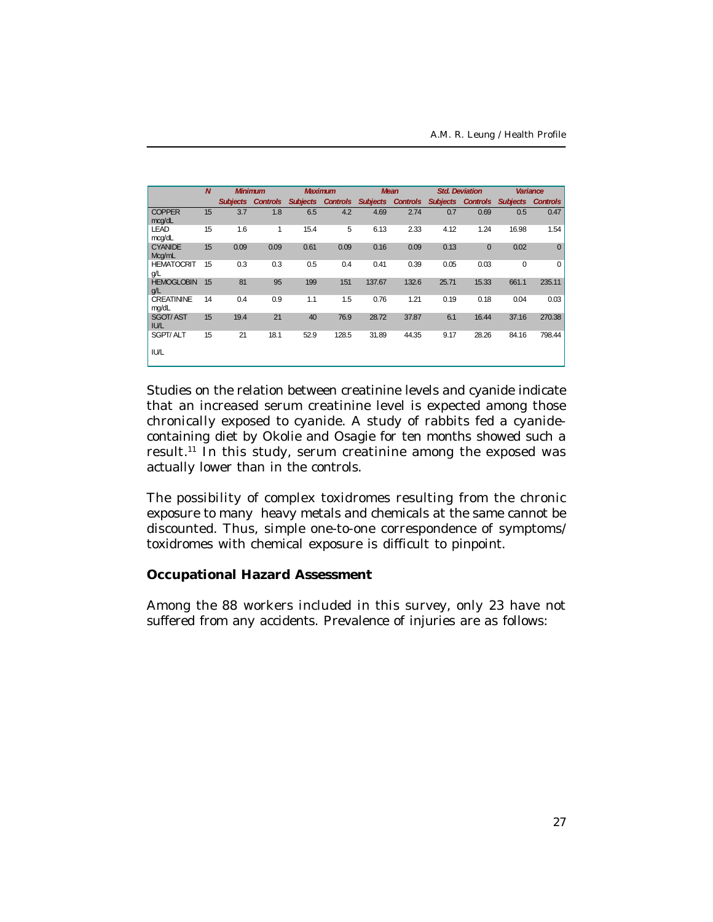| | N | Minimum | | Maximum | | Mean | | Std. Deviation | | Variance | |
|---|---|---|---|---|---|---|---|---|---|---|---|
| | | Subjects | Controls | Subjects | Controls | Subjects | Controls | Subjects | Controls | Subjects | Controls |
| COPPER mcg/dL | 15 | 3.7 | 1.8 | 6.5 | 4.2 | 4.69 | 2.74 | 0.7 | 0.69 | 0.5 | 0.47 |
| LEAD mcg/dL | 15 | 1.6 | 1 | 15.4 | 5 | 6.13 | 2.33 | 4.12 | 1.24 | 16.98 | 1.54 |
| CYANIDE Mcg/mL | 15 | 0.09 | 0.09 | 0.61 | 0.09 | 0.16 | 0.09 | 0.13 | 0 | 0.02 | 0 |
| HEMATOCRIT g/L | 15 | 0.3 | 0.3 | 0.5 | 0.4 | 0.41 | 0.39 | 0.05 | 0.03 | 0 | 0 |
| HEMOGLOBIN g/L | 15 | 81 | 95 | 199 | 151 | 137.67 | 132.6 | 25.71 | 15.33 | 661.1 | 235.11 |
| CREATININE mg/dL | 14 | 0.4 | 0.9 | 1.1 | 1.5 | 0.76 | 1.21 | 0.19 | 0.18 | 0.04 | 0.03 |
| SGOT/ AST IU/L | 15 | 19.4 | 21 | 40 | 76.9 | 28.72 | 37.87 | 6.1 | 16.44 | 37.16 | 270.38 |
| SGPT/ ALT IU/L | 15 | 21 | 18.1 | 52.9 | 128.5 | 31.89 | 44.35 | 9.17 | 28.26 | 84.16 | 798.44 |

Studies on the relation between creatinine levels and cyanide indicate that an increased serum creatinine level is expected among those chronically exposed to cyanide. A study of rabbits fed a cyanide-containing diet by Okolie and Osagie for ten months showed such a result.[11] In this study, serum creatinine among the exposed was actually lower than in the controls.

The possibility of complex toxidromes resulting from the chronic exposure to many heavy metals and chemicals at the same cannot be discounted. Thus, simple one-to-one correspondence of symptoms/ toxidromes with chemical exposure is difficult to pinpoint.

### Occupational Hazard Assessment

Among the 88 workers included in this survey, only 23 have not suffered from any accidents. Prevalence of injuries are as follows: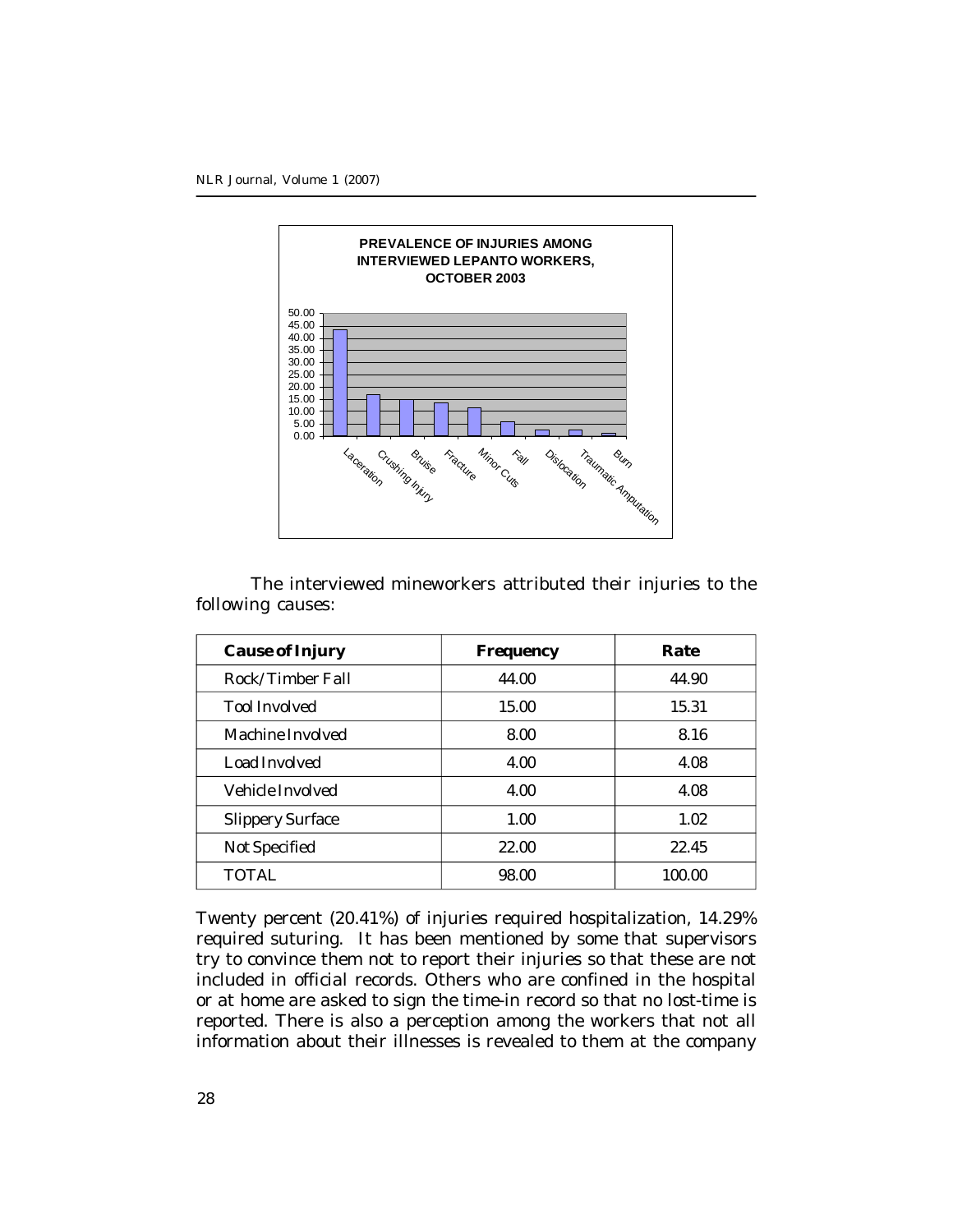**PREVALENCE OF INJURIES AMONG INTERVIEWED LEPANTO WORKERS, OCTOBER 2003**

The interviewed mineworkers attributed their injuries to the following causes:

| Cause of Injury | Frequency | Rate |
|---|---|---|
| Rock/Timber Fall | 44.00 | 44.90 |
| Tool Involved | 15.00 | 15.31 |
| Machine Involved | 8.00 | 8.16 |
| Load Involved | 4.00 | 4.08 |
| Vehicle Involved | 4.00 | 4.08 |
| Slippery Surface | 1.00 | 1.02 |
| Not Specified | 22.00 | 22.45 |
| TOTAL | 98.00 | 100.00 |

Twenty percent (20.41%) of injuries required hospitalization, 14.29% required suturing. It has been mentioned by some that supervisors try to convince them not to report their injuries so that these are not included in official records. Others who are confined in the hospital or at home are asked to sign the time-in record so that no lost-time is reported. There is also a perception among the workers that not all information about their illnesses is revealed to them at the company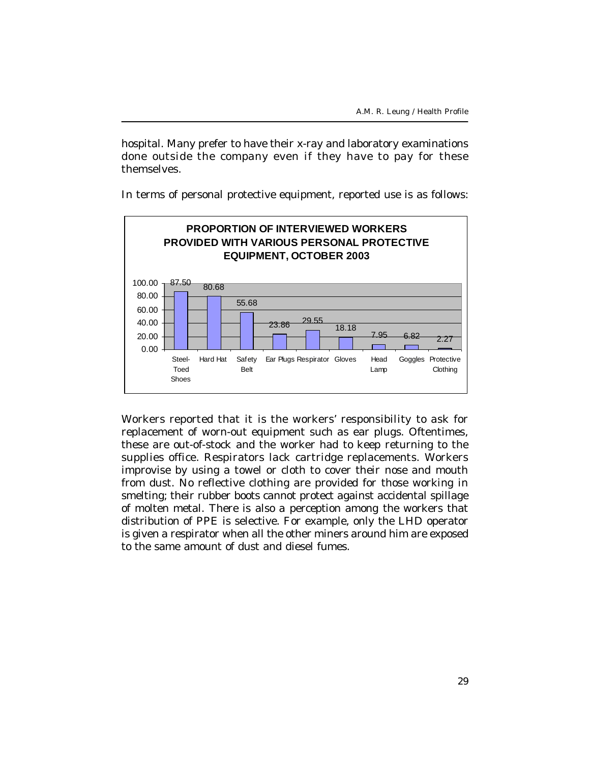hospital. Many prefer to have their x-ray and laboratory examinations done outside the company even if they have to pay for these themselves.

In terms of personal protective equipment, reported use is as follows:

**PROPORTION OF INTERVIEWED WORKERS PROVIDED WITH VARIOUS PERSONAL PROTECTIVE EQUIPMENT, OCTOBER 2003**

| Equipment | Proportion |
|---|---|
| Steel-Toed Shoes | 87.50 |
| Hard Hat | 80.68 |
| Safety Belt | 55.68 |
| Ear Plugs | 23.86 |
| Respirator | 29.55 |
| Gloves | 18.18 |
| Head Lamp | 7.95 |
| Goggles | 6.82 |
| Protective Clothing | 2.27 |

Workers reported that it is the workers' responsibility to ask for replacement of worn-out equipment such as ear plugs. Oftentimes, these are out-of-stock and the worker had to keep returning to the supplies office. Respirators lack cartridge replacements. Workers improvise by using a towel or cloth to cover their nose and mouth from dust. No reflective clothing are provided for those working in smelting; their rubber boots cannot protect against accidental spillage of molten metal. There is also a perception among the workers that distribution of PPE is selective. For example, only the LHD operator is given a respirator when all the other miners around him are exposed to the same amount of dust and diesel fumes.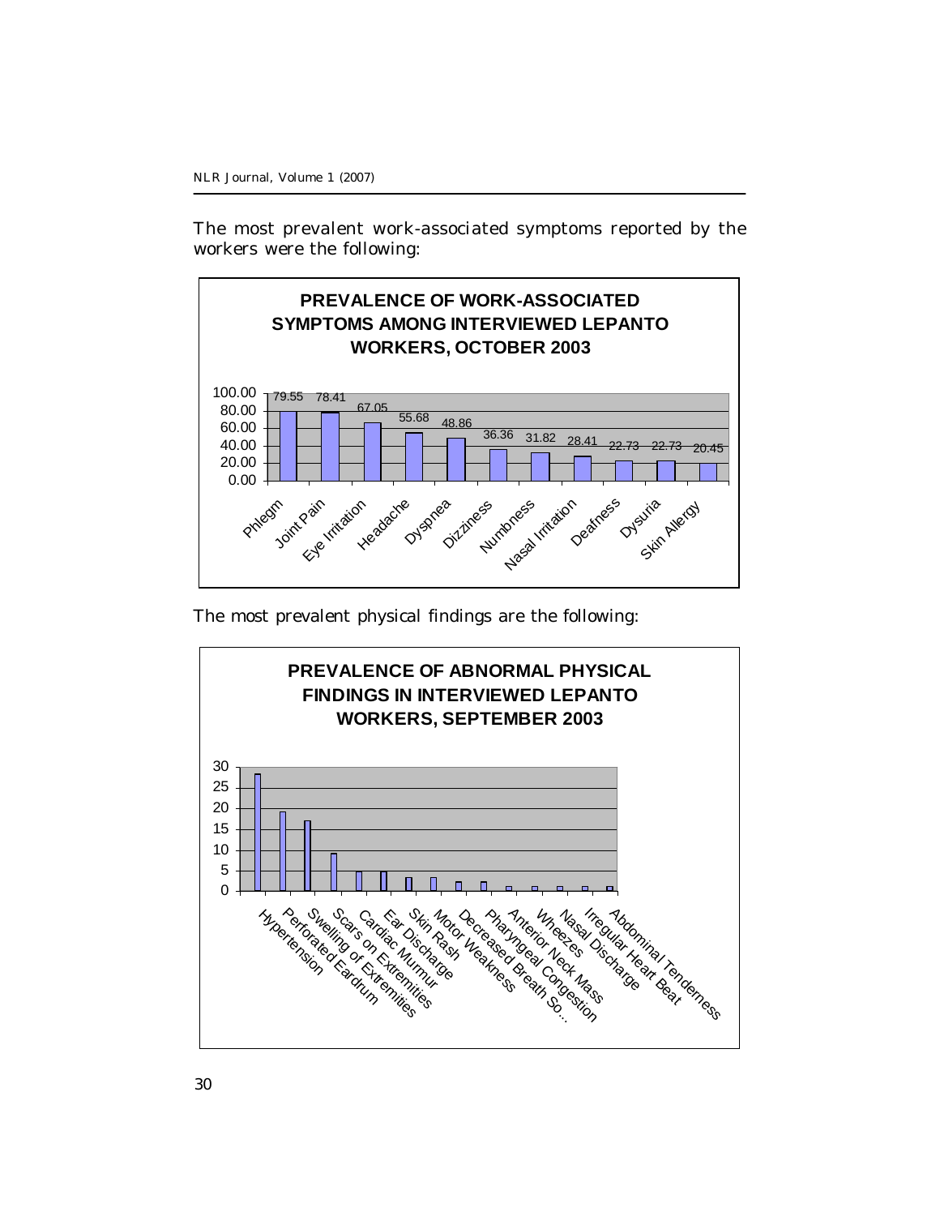The most prevalent work-associated symptoms reported by the workers were the following:

**PREVALENCE OF WORK-ASSOCIATED SYMPTOMS AMONG INTERVIEWED LEPANTO WORKERS, OCTOBER 2003**

| Symptom | Prevalence |
| --- | --- |
| Phlegm | 79.55 |
| Joint Pain | 78.41 |
| Eye Irritation | 67.05 |
| Headache | 55.68 |
| Dyspnea | 48.86 |
| Dizziness | 36.36 |
| Numbness | 31.82 |
| Nasal Irritation | 28.41 |
| Deafness | 22.73 |
| Dysuria | 22.73 |
| Skin Allergy | 20.45 |

The most prevalent physical findings are the following:

**PREVALENCE OF ABNORMAL PHYSICAL FINDINGS IN INTERVIEWED LEPANTO WORKERS, SEPTEMBER 2003**

Hypertension, Perforated Eardrum, Swelling of Extremities, Scars on Extremities, Cardiac Murmur, Ear Discharge, Skin Rash, Motor Weakness, Decreased Breath So..., Pharyngeal Congestion, Anterior Neck Mass, Wheezes, Nasal Discharge, Irregular Heart Beat, Abdominal Tenderness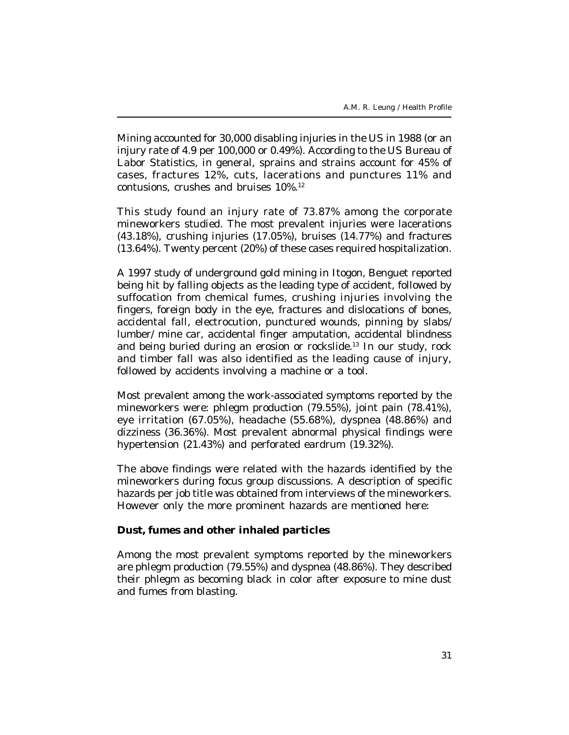Mining accounted for 30,000 disabling injuries in the US in 1988 (or an injury rate of 4.9 per 100,000 or 0.49%). According to the US Bureau of Labor Statistics, in general, sprains and strains account for 45% of cases, fractures 12%, cuts, lacerations and punctures 11% and contusions, crushes and bruises 10%.[12]

This study found an injury rate of 73.87% among the corporate mineworkers studied. The most prevalent injuries were lacerations (43.18%), crushing injuries (17.05%), bruises (14.77%) and fractures (13.64%). Twenty percent (20%) of these cases required hospitalization.

A 1997 study of underground gold mining in Itogon, Benguet reported being hit by falling objects as the leading type of accident, followed by suffocation from chemical fumes, crushing injuries involving the fingers, foreign body in the eye, fractures and dislocations of bones, accidental fall, electrocution, punctured wounds, pinning by slabs/ lumber/ mine car, accidental finger amputation, accidental blindness and being buried during an erosion or rockslide.[13] In our study, rock and timber fall was also identified as the leading cause of injury, followed by accidents involving a machine or a tool.

Most prevalent among the work-associated symptoms reported by the mineworkers were: phlegm production (79.55%), joint pain (78.41%), eye irritation (67.05%), headache (55.68%), dyspnea (48.86%) and dizziness (36.36%). Most prevalent abnormal physical findings were hypertension (21.43%) and perforated eardrum (19.32%).

The above findings were related with the hazards identified by the mineworkers during focus group discussions. A description of specific hazards per job title was obtained from interviews of the mineworkers. However only the more prominent hazards are mentioned here:

**Dust, fumes and other inhaled particles**

Among the most prevalent symptoms reported by the mineworkers are phlegm production (79.55%) and dyspnea (48.86%). They described their phlegm as becoming black in color after exposure to mine dust and fumes from blasting.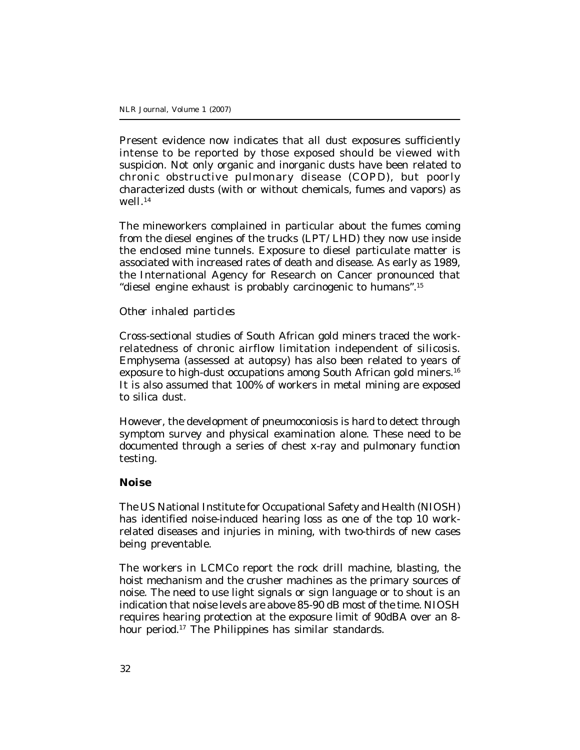Present evidence now indicates that all dust exposures sufficiently intense to be reported by those exposed should be viewed with suspicion. Not only organic and inorganic dusts have been related to chronic obstructive pulmonary disease (COPD), but poorly characterized dusts (with or without chemicals, fumes and vapors) as well.[14]

The mineworkers complained in particular about the fumes coming from the diesel engines of the trucks (LPT/LHD) they now use inside the enclosed mine tunnels. Exposure to diesel particulate matter is associated with increased rates of death and disease. As early as 1989, the International Agency for Research on Cancer pronounced that "diesel engine exhaust is probably carcinogenic to humans".[15]

*Other inhaled particles*

Cross-sectional studies of South African gold miners traced the work-relatedness of chronic airflow limitation independent of silicosis. Emphysema (assessed at autopsy) has also been related to years of exposure to high-dust occupations among South African gold miners.[16] It is also assumed that 100% of workers in metal mining are exposed to silica dust.

However, the development of pneumoconiosis is hard to detect through symptom survey and physical examination alone. These need to be documented through a series of chest x-ray and pulmonary function testing.

**Noise**

The US National Institute for Occupational Safety and Health (NIOSH) has identified noise-induced hearing loss as one of the top 10 work-related diseases and injuries in mining, with two-thirds of new cases being preventable.

The workers in LCMCo report the rock drill machine, blasting, the hoist mechanism and the crusher machines as the primary sources of noise. The need to use light signals or sign language or to shout is an indication that noise levels are above 85-90 dB most of the time. NIOSH requires hearing protection at the exposure limit of 90dBA over an 8-hour period.[17] The Philippines has similar standards.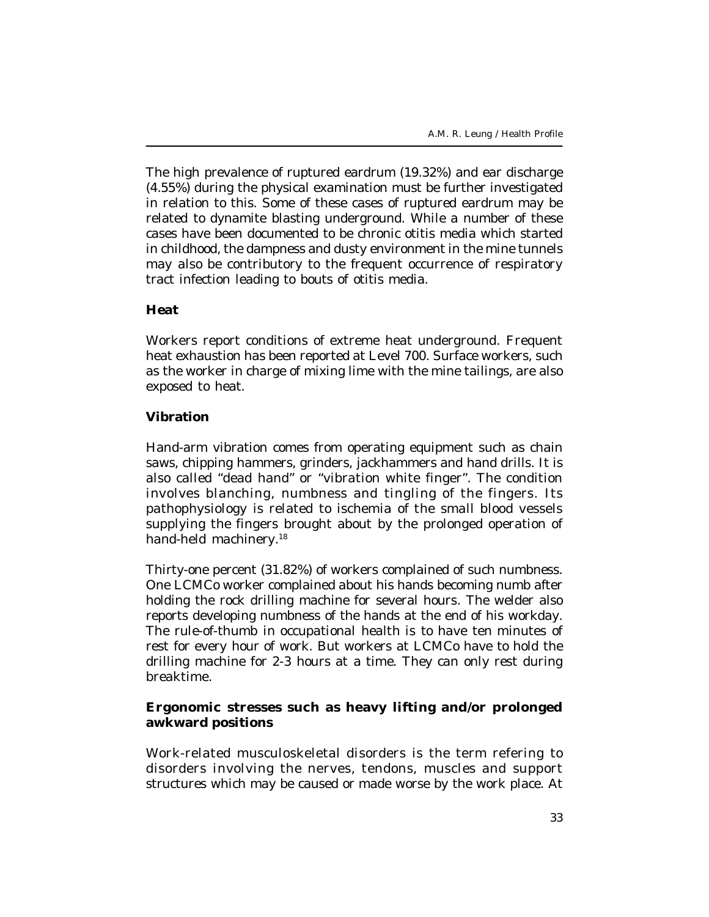The high prevalence of ruptured eardrum (19.32%) and ear discharge (4.55%) during the physical examination must be further investigated in relation to this. Some of these cases of ruptured eardrum may be related to dynamite blasting underground. While a number of these cases have been documented to be chronic otitis media which started in childhood, the dampness and dusty environment in the mine tunnels may also be contributory to the frequent occurrence of respiratory tract infection leading to bouts of otitis media.

**Heat**

Workers report conditions of extreme heat underground. Frequent heat exhaustion has been reported at Level 700. Surface workers, such as the worker in charge of mixing lime with the mine tailings, are also exposed to heat.

**Vibration**

Hand-arm vibration comes from operating equipment such as chain saws, chipping hammers, grinders, jackhammers and hand drills. It is also called "dead hand" or "vibration white finger". The condition involves blanching, numbness and tingling of the fingers. Its pathophysiology is related to ischemia of the small blood vessels supplying the fingers brought about by the prolonged operation of hand-held machinery.[18]

Thirty-one percent (31.82%) of workers complained of such numbness. One LCMCo worker complained about his hands becoming numb after holding the rock drilling machine for several hours. The welder also reports developing numbness of the hands at the end of his workday. The rule-of-thumb in occupational health is to have ten minutes of rest for every hour of work. But workers at LCMCo have to hold the drilling machine for 2-3 hours at a time. They can only rest during breaktime.

**Ergonomic stresses such as heavy lifting and/or prolonged awkward positions**

Work-related musculoskeletal disorders is the term refering to disorders involving the nerves, tendons, muscles and support structures which may be caused or made worse by the work place. At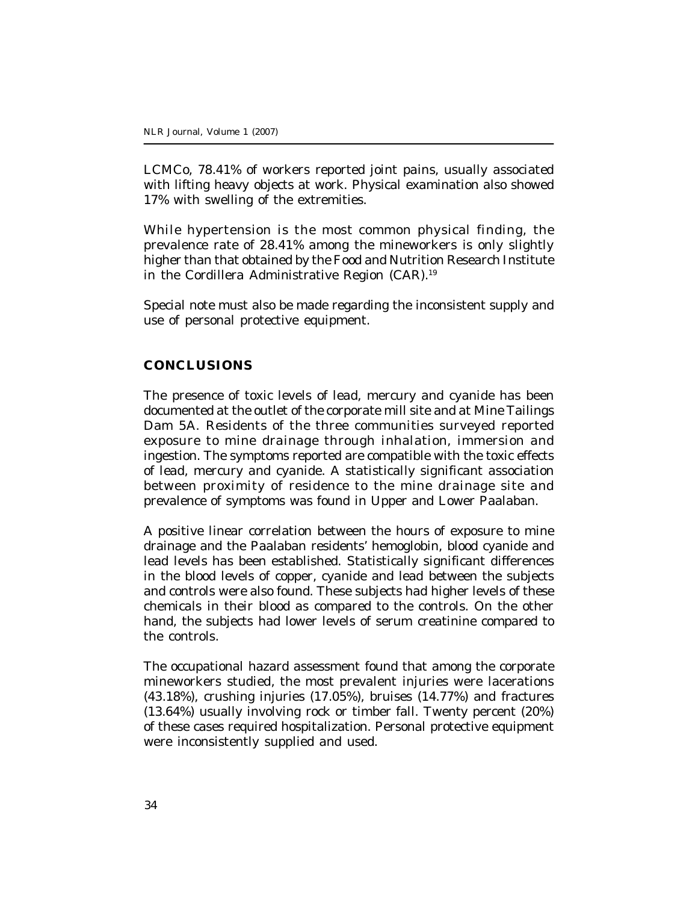LCMCo, 78.41% of workers reported joint pains, usually associated with lifting heavy objects at work. Physical examination also showed 17% with swelling of the extremities.

While hypertension is the most common physical finding, the prevalence rate of 28.41% among the mineworkers is only slightly higher than that obtained by the Food and Nutrition Research Institute in the Cordillera Administrative Region (CAR).[19]

Special note must also be made regarding the inconsistent supply and use of personal protective equipment.

## CONCLUSIONS

The presence of toxic levels of lead, mercury and cyanide has been documented at the outlet of the corporate mill site and at Mine Tailings Dam 5A. Residents of the three communities surveyed reported exposure to mine drainage through inhalation, immersion and ingestion. The symptoms reported are compatible with the toxic effects of lead, mercury and cyanide. A statistically significant association between proximity of residence to the mine drainage site and prevalence of symptoms was found in Upper and Lower Paalaban.

A positive linear correlation between the hours of exposure to mine drainage and the Paalaban residents' hemoglobin, blood cyanide and lead levels has been established. Statistically significant differences in the blood levels of copper, cyanide and lead between the subjects and controls were also found. These subjects had higher levels of these chemicals in their blood as compared to the controls. On the other hand, the subjects had lower levels of serum creatinine compared to the controls.

The occupational hazard assessment found that among the corporate mineworkers studied, the most prevalent injuries were lacerations (43.18%), crushing injuries (17.05%), bruises (14.77%) and fractures (13.64%) usually involving rock or timber fall. Twenty percent (20%) of these cases required hospitalization. Personal protective equipment were inconsistently supplied and used.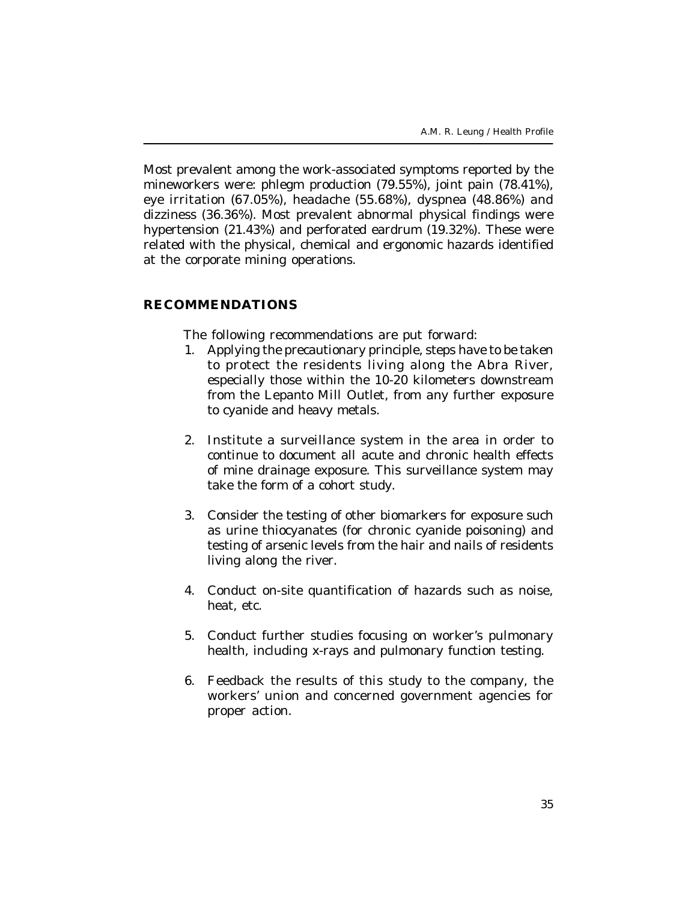Most prevalent among the work-associated symptoms reported by the mineworkers were: phlegm production (79.55%), joint pain (78.41%), eye irritation (67.05%), headache (55.68%), dyspnea (48.86%) and dizziness (36.36%). Most prevalent abnormal physical findings were hypertension (21.43%) and perforated eardrum (19.32%). These were related with the physical, chemical and ergonomic hazards identified at the corporate mining operations.

## RECOMMENDATIONS

The following recommendations are put forward:

1. Applying the precautionary principle, steps have to be taken to protect the residents living along the Abra River, especially those within the 10-20 kilometers downstream from the Lepanto Mill Outlet, from any further exposure to cyanide and heavy metals.

2. Institute a surveillance system in the area in order to continue to document all acute and chronic health effects of mine drainage exposure. This surveillance system may take the form of a cohort study.

3. Consider the testing of other biomarkers for exposure such as urine thiocyanates (for chronic cyanide poisoning) and testing of arsenic levels from the hair and nails of residents living along the river.

4. Conduct on-site quantification of hazards such as noise, heat, etc.

5. Conduct further studies focusing on worker's pulmonary health, including x-rays and pulmonary function testing.

6. Feedback the results of this study to the company, the workers' union and concerned government agencies for proper action.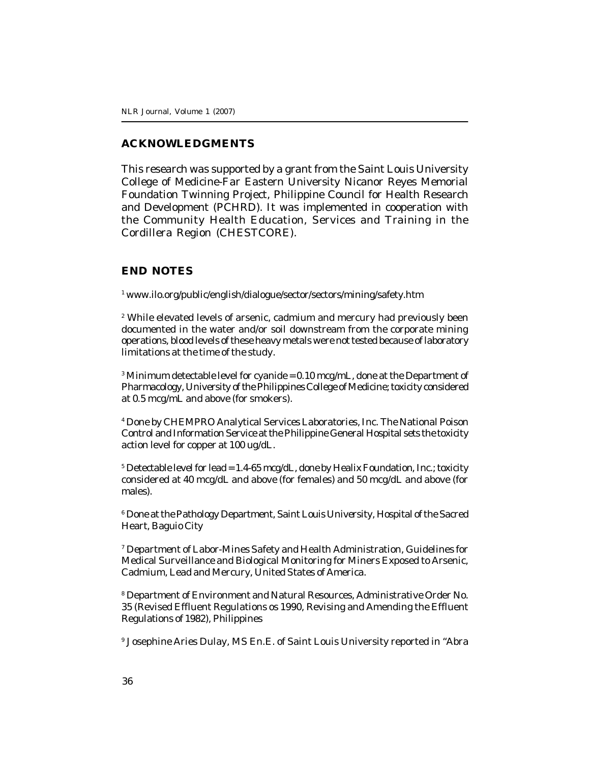## ACKNOWLEDGMENTS

This research was supported by a grant from the Saint Louis University College of Medicine-Far Eastern University Nicanor Reyes Memorial Foundation Twinning Project, Philippine Council for Health Research and Development (PCHRD). It was implemented in cooperation with the Community Health Education, Services and Training in the Cordillera Region (CHESTCORE).

## END NOTES

[1] www.ilo.org/public/english/dialogue/sector/sectors/mining/safety.htm

[2] While elevated levels of arsenic, cadmium and mercury had previously been documented in the water and/or soil downstream from the corporate mining operations, blood levels of these heavy metals were not tested because of laboratory limitations at the time of the study.

[3] Minimum detectable level for cyanide = 0.10 mcg/mL, done at the Department of Pharmacology, University of the Philippines College of Medicine; toxicity considered at 0.5 mcg/mL and above (for smokers).

[4] Done by CHEMPRO Analytical Services Laboratories, Inc. The National Poison Control and Information Service at the Philippine General Hospital sets the toxicity action level for copper at 100 ug/dL.

[5] Detectable level for lead = 1.4-65 mcg/dL, done by Healix Foundation, Inc.; toxicity considered at 40 mcg/dL and above (for females) and 50 mcg/dL and above (for males).

[6] Done at the Pathology Department, Saint Louis University, Hospital of the Sacred Heart, Baguio City

[7] Department of Labor-Mines Safety and Health Administration, Guidelines for Medical Surveillance and Biological Monitoring for Miners Exposed to Arsenic, Cadmium, Lead and Mercury, United States of America.

[8] Department of Environment and Natural Resources, Administrative Order No. 35 (Revised Effluent Regulations os 1990, Revising and Amending the Effluent Regulations of 1982), Philippines

[9] Josephine Aries Dulay, MS En.E. of Saint Louis University reported in "Abra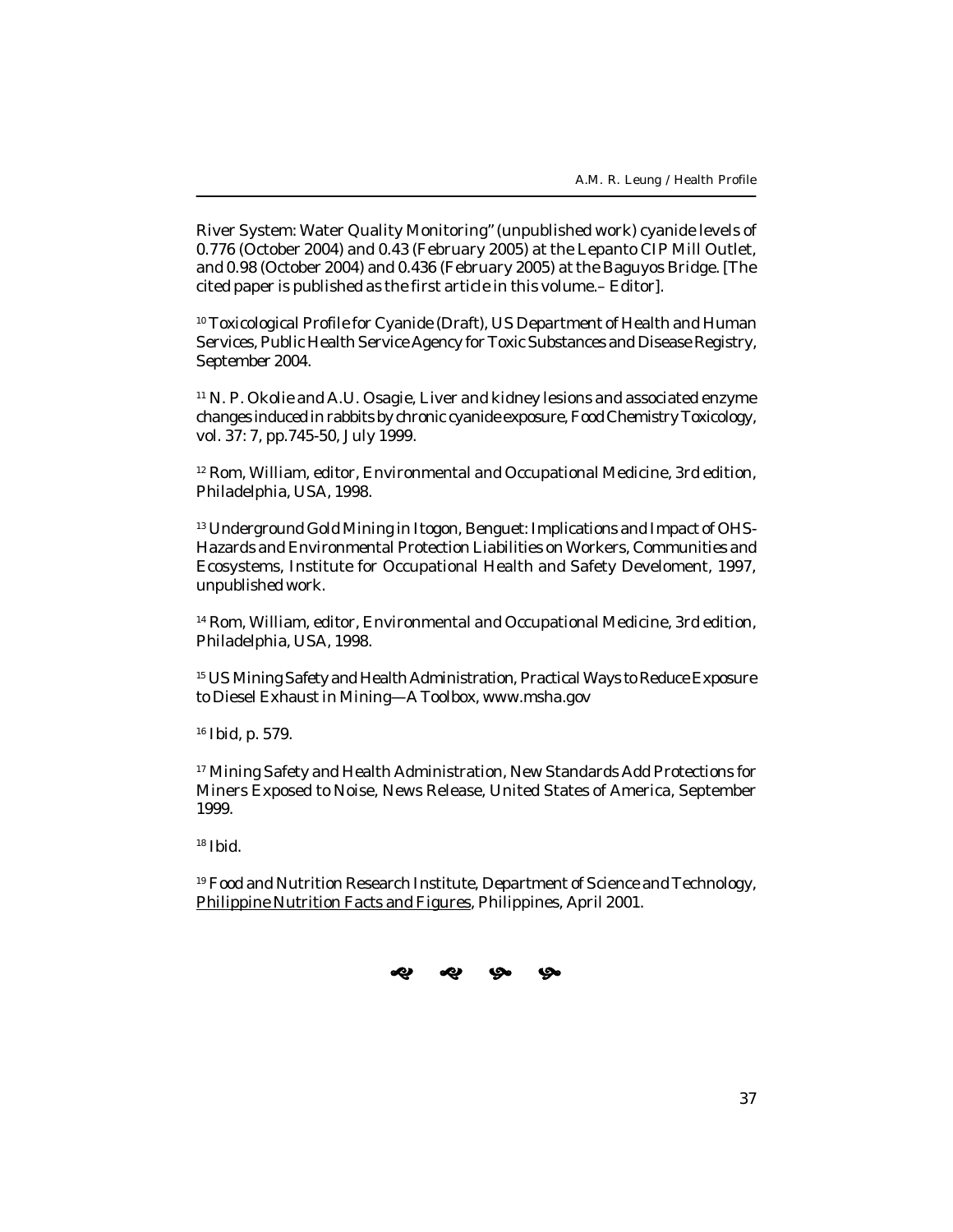River System: Water Quality Monitoring" (unpublished work) cyanide levels of 0.776 (October 2004) and 0.43 (February 2005) at the Lepanto CIP Mill Outlet, and 0.98 (October 2004) and 0.436 (February 2005) at the Baguyos Bridge. [The cited paper is published as the first article in this volume.– Editor].

[10] Toxicological Profile for Cyanide (Draft), US Department of Health and Human Services, Public Health Service Agency for Toxic Substances and Disease Registry, September 2004.

[11] N. P. Okolie and A.U. Osagie, Liver and kidney lesions and associated enzyme changes induced in rabbits by chronic cyanide exposure, *Food Chemistry Toxicology*, vol. 37: 7, pp.745-50, July 1999.

[12] Rom, William, editor, Environmental and Occupational Medicine, 3rd edition, Philadelphia, USA, 1998.

[13] Underground Gold Mining in Itogon, Benguet: Implications and Impact of OHS-Hazards and Environmental Protection Liabilities on Workers, Communities and Ecosystems, Institute for Occupational Health and Safety Develoment, 1997, unpublished work.

[14] Rom, William, editor, Environmental and Occupational Medicine, 3rd edition, Philadelphia, USA, 1998.

[15] US Mining Safety and Health Administration, Practical Ways to Reduce Exposure to Diesel Exhaust in Mining—A Toolbox, www.msha.gov

[16] Ibid, p. 579.

[17] Mining Safety and Health Administration, New Standards Add Protections for Miners Exposed to Noise, News Release, United States of America, September 1999.

[18] Ibid.

[19] Food and Nutrition Research Institute, Department of Science and Technology, Philippine Nutrition Facts and Figures, Philippines, April 2001.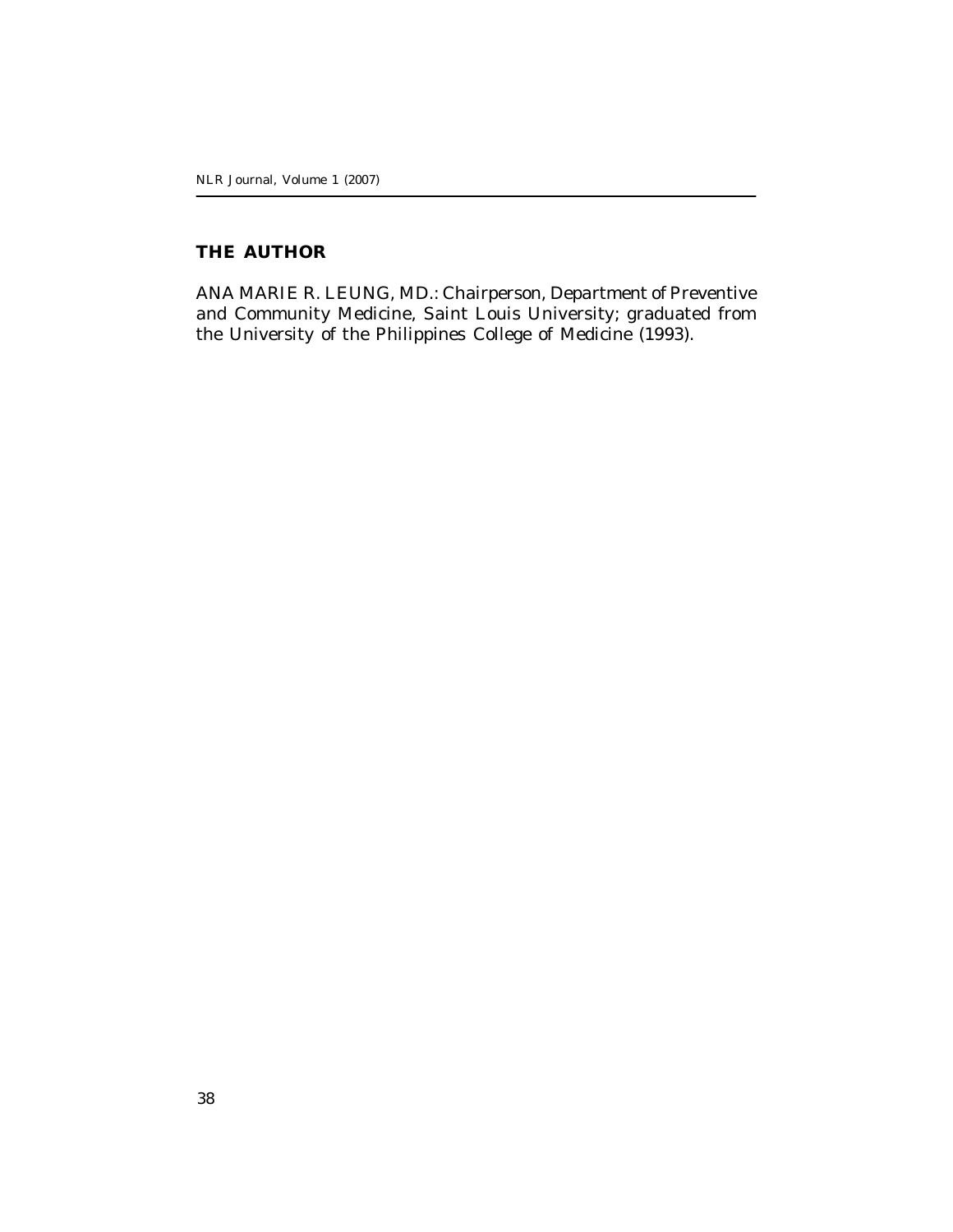## THE AUTHOR

ANA MARIE R. LEUNG, MD.: Chairperson, Department of Preventive and Community Medicine, Saint Louis University; graduated from the University of the Philippines College of Medicine (1993).